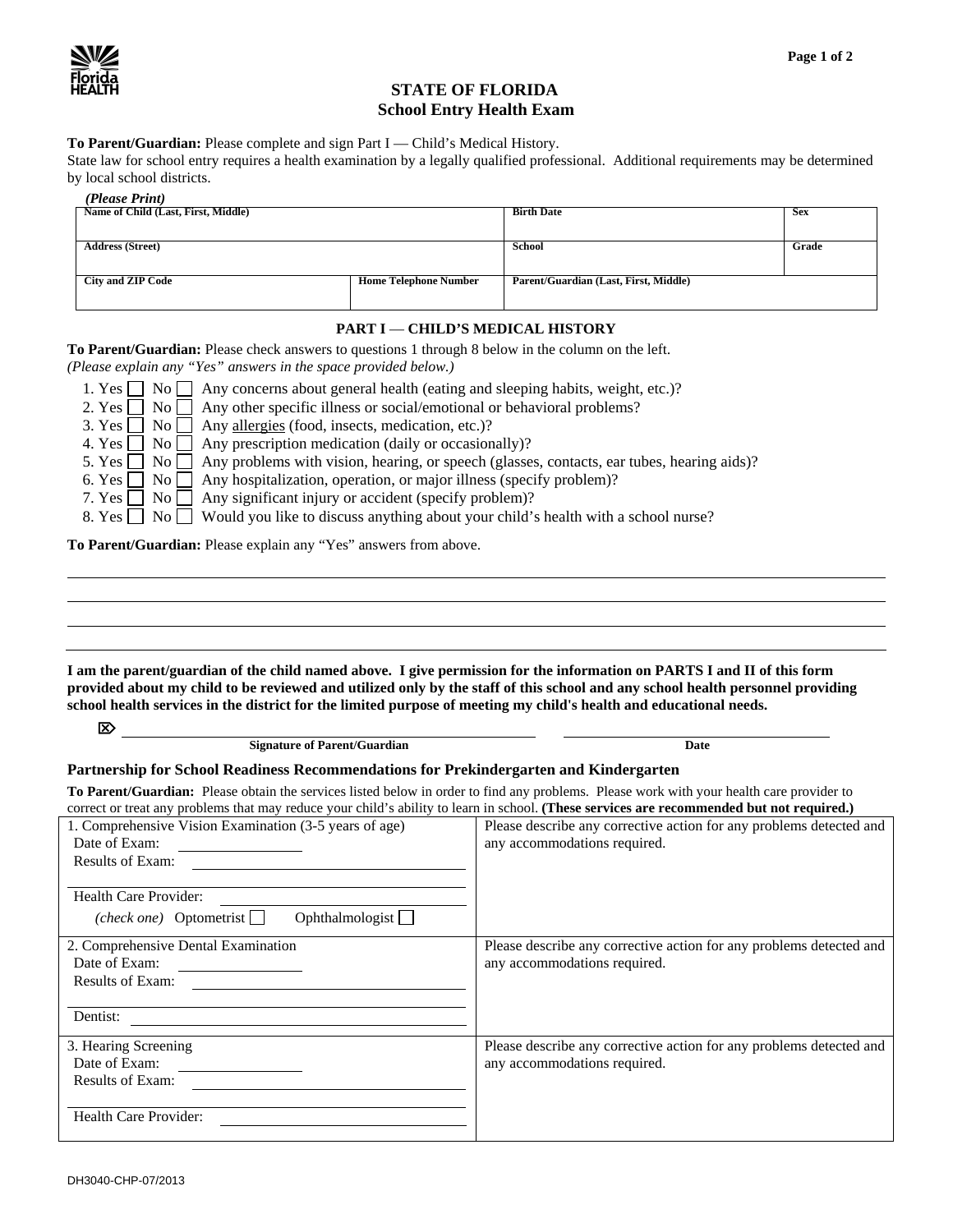# STATE OF FLORIDA
## School Entry Health Exam

**To Parent/Guardian:** Please complete and sign Part I — Child's Medical History.
State law for school entry requires a health examination by a legally qualified professional. Additional requirements may be determined by local school districts.

*(Please Print)*

| Name of Child (Last, First, Middle) | | Birth Date | Sex |
|---|---|---|---|
| **Address (Street)** | | **School** | **Grade** |
| **City and ZIP Code** | **Home Telephone Number** | **Parent/Guardian (Last, First, Middle)** | |

### PART I — CHILD'S MEDICAL HISTORY

**To Parent/Guardian:** Please check answers to questions 1 through 8 below in the column on the left.
*(Please explain any "Yes" answers in the space provided below.)*

1. Yes ☐ No ☐ Any concerns about general health (eating and sleeping habits, weight, etc.)?
2. Yes ☐ No ☐ Any other specific illness or social/emotional or behavioral problems?
3. Yes ☐ No ☐ Any allergies (food, insects, medication, etc.)?
4. Yes ☐ No ☐ Any prescription medication (daily or occasionally)?
5. Yes ☐ No ☐ Any problems with vision, hearing, or speech (glasses, contacts, ear tubes, hearing aids)?
6. Yes ☐ No ☐ Any hospitalization, operation, or major illness (specify problem)?
7. Yes ☐ No ☐ Any significant injury or accident (specify problem)?
8. Yes ☐ No ☐ Would you like to discuss anything about your child's health with a school nurse?

**To Parent/Guardian:** Please explain any "Yes" answers from above.

______________________________________________________________________

______________________________________________________________________

______________________________________________________________________

______________________________________________________________________

**I am the parent/guardian of the child named above. I give permission for the information on PARTS I and II of this form provided about my child to be reviewed and utilized only by the staff of this school and any school health personnel providing school health services in the district for the limited purpose of meeting my child's health and educational needs.**

☒ ______________________________________ ______________________
**Signature of Parent/Guardian** **Date**

### Partnership for School Readiness Recommendations for Prekindergarten and Kindergarten

**To Parent/Guardian:** Please obtain the services listed below in order to find any problems. Please work with your health care provider to correct or treat any problems that may reduce your child's ability to learn in school. **(These services are recommended but not required.)**

| | |
|---|---|
| 1. Comprehensive Vision Examination (3-5 years of age)<br>Date of Exam: ____________<br>Results of Exam: ______________________<br>______________________<br>Health Care Provider: ______________________<br>*(check one)* Optometrist ☐ Ophthalmologist ☐ | Please describe any corrective action for any problems detected and any accommodations required. |
| 2. Comprehensive Dental Examination<br>Date of Exam: ____________<br>Results of Exam: ______________________<br>______________________<br>Dentist: ______________________ | Please describe any corrective action for any problems detected and any accommodations required. |
| 3. Hearing Screening<br>Date of Exam: ____________<br>Results of Exam: ______________________<br>______________________<br>Health Care Provider: ______________________ | Please describe any corrective action for any problems detected and any accommodations required. |

DH3040-CHP-07/2013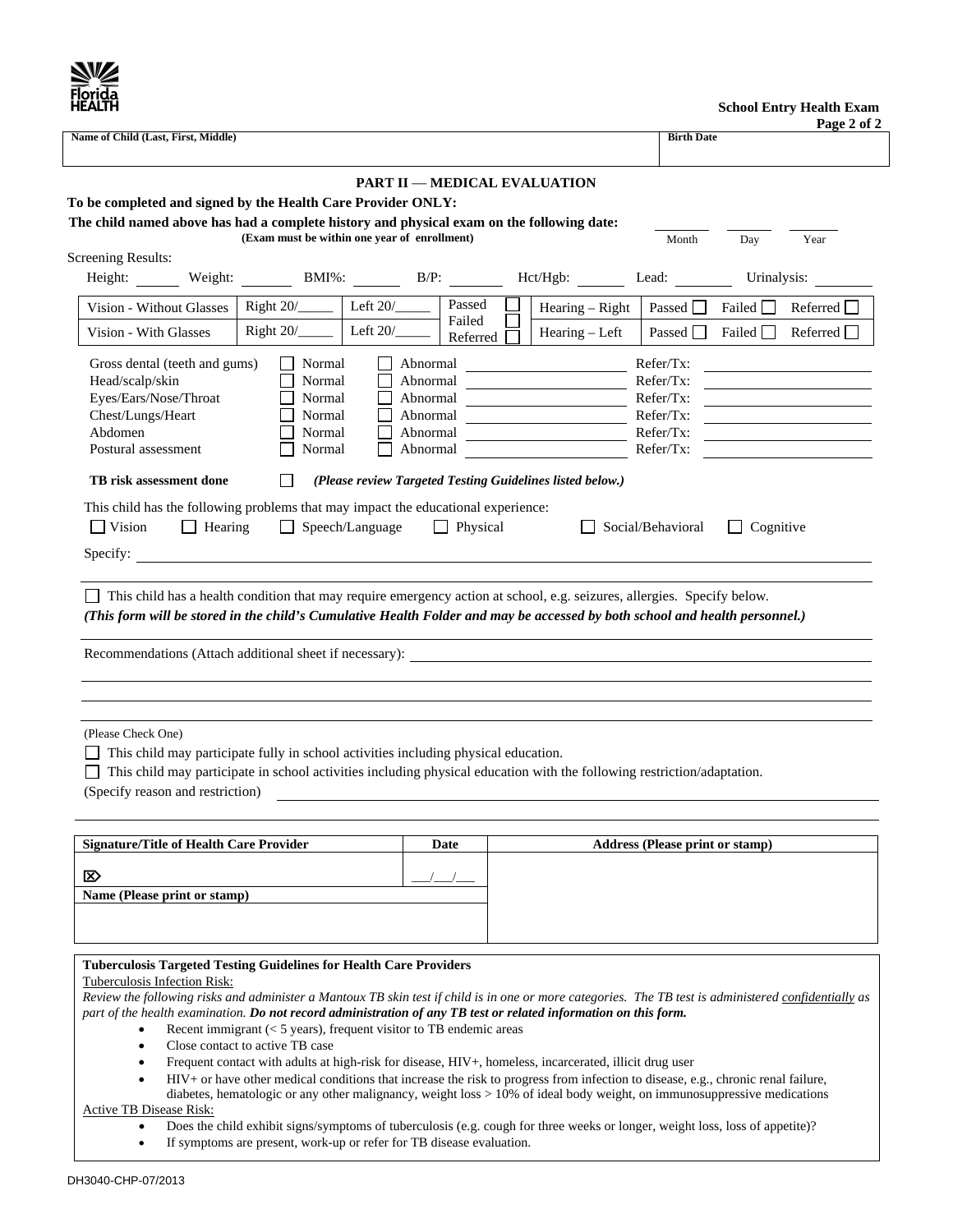Florida HEALTH

**School Entry Health Exam**

| Name of Child (Last, First, Middle) | Birth Date |
|---|---|
| | |

## PART II — MEDICAL EVALUATION

**To be completed and signed by the Health Care Provider ONLY:**

**The child named above has had a complete history and physical exam on the following date:** ______ Month ______ Day ______ Year

**(Exam must be within one year of enrollment)**

Screening Results:

Height: ______ Weight: ______ BMI%: ______ B/P: ______ Hct/Hgb: ______ Lead: ______ Urinalysis: ______

| | | | | | | | |
|---|---|---|---|---|---|---|---|
| Vision - Without Glasses | Right 20/_____ | Left 20/_____ | Passed ☐ Failed ☐ Referred ☐ | Hearing – Right | Passed ☐ | Failed ☐ | Referred ☐ |
| Vision - With Glasses | Right 20/_____ | Left 20/_____ | | Hearing – Left | Passed ☐ | Failed ☐ | Referred ☐ |

| | | | | |
|---|---|---|---|---|
| Gross dental (teeth and gums) | ☐ Normal | ☐ Abnormal ______ | Refer/Tx: ______ |
| Head/scalp/skin | ☐ Normal | ☐ Abnormal ______ | Refer/Tx: ______ |
| Eyes/Ears/Nose/Throat | ☐ Normal | ☐ Abnormal ______ | Refer/Tx: ______ |
| Chest/Lungs/Heart | ☐ Normal | ☐ Abnormal ______ | Refer/Tx: ______ |
| Abdomen | ☐ Normal | ☐ Abnormal ______ | Refer/Tx: ______ |
| Postural assessment | ☐ Normal | ☐ Abnormal ______ | Refer/Tx: ______ |

**TB risk assessment done** ☐ ***(Please review Targeted Testing Guidelines listed below.)***

This child has the following problems that may impact the educational experience:

☐ Vision ☐ Hearing ☐ Speech/Language ☐ Physical ☐ Social/Behavioral ☐ Cognitive

Specify: ____________________

☐ This child has a health condition that may require emergency action at school, e.g. seizures, allergies. Specify below.

***(This form will be stored in the child's Cumulative Health Folder and may be accessed by both school and health personnel.)***

Recommendations (Attach additional sheet if necessary): ____________________

(Please Check One)

☐ This child may participate fully in school activities including physical education.

☐ This child may participate in school activities including physical education with the following restriction/adaptation.

(Specify reason and restriction) ____________________

| Signature/Title of Health Care Provider | Date | Address (Please print or stamp) |
|---|---|---|
| ☒ | ___/___/___ | |
| **Name (Please print or stamp)** | | |
| | | |

**Tuberculosis Targeted Testing Guidelines for Health Care Providers**

Tuberculosis Infection Risk:

*Review the following risks and administer a Mantoux TB skin test if child is in one or more categories. The TB test is administered confidentially as part of the health examination.* ***Do not record administration of any TB test or related information on this form.***

- Recent immigrant (< 5 years), frequent visitor to TB endemic areas
- Close contact to active TB case
- Frequent contact with adults at high-risk for disease, HIV+, homeless, incarcerated, illicit drug user
- HIV+ or have other medical conditions that increase the risk to progress from infection to disease, e.g., chronic renal failure, diabetes, hematologic or any other malignancy, weight loss > 10% of ideal body weight, on immunosuppressive medications

Active TB Disease Risk:

- Does the child exhibit signs/symptoms of tuberculosis (e.g. cough for three weeks or longer, weight loss, loss of appetite)?
- If symptoms are present, work-up or refer for TB disease evaluation.

DH3040-CHP-07/2013